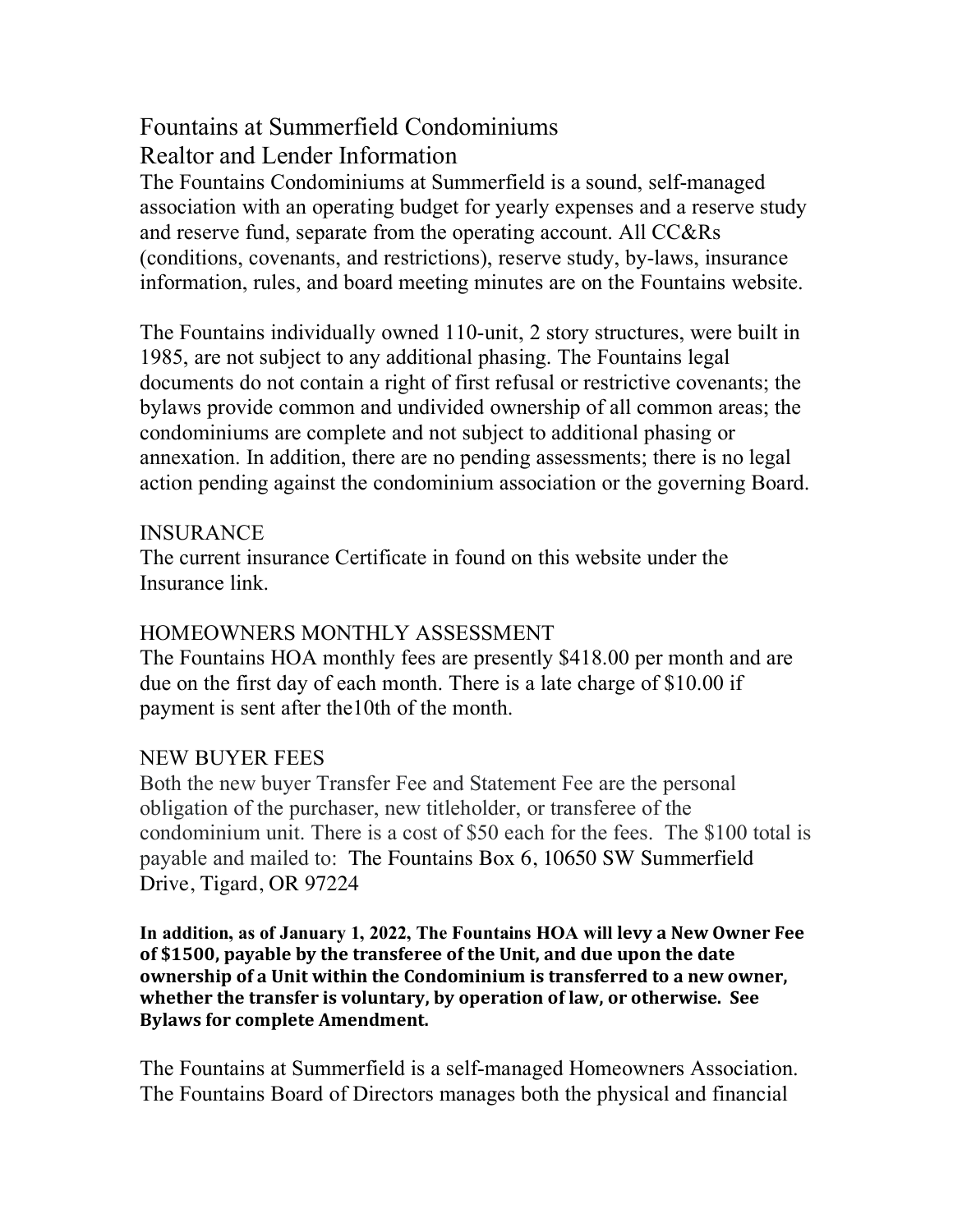# Fountains at Summerfield Condominiums

## Realtor and Lender Information

The Fountains Condominiums at Summerfield is a sound, self-managed association with an operating budget for yearly expenses and a reserve study and reserve fund, separate from the operating account. All CC&Rs (conditions, covenants, and restrictions), reserve study, by-laws, insurance information, rules, and board meeting minutes are on the Fountains website.

The Fountains individually owned 110-unit, 2 story structures, were built in 1985, are not subject to any additional phasing. The Fountains legal documents do not contain a right of first refusal or restrictive covenants; the bylaws provide common and undivided ownership of all common areas; the condominiums are complete and not subject to additional phasing or annexation. In addition, there are no pending assessments; there is no legal action pending against the condominium association or the governing Board.

### INSURANCE

The current insurance Certificate in found on this website under the Insurance link.

### HOMEOWNERS MONTHLY ASSESSMENT

The Fountains HOA monthly fees are presently $418.00 per month and are due on the first day of each month. There is a late charge of $10.00 if payment is sent after the10th of the month.

### NEW BUYER FEES

Both the new buyer Transfer Fee and Statement Fee are the personal obligation of the purchaser, new titleholder, or transferee of the condominium unit. There is a cost of $50 each for the fees. The $100 total is payable and mailed to: The Fountains Box 6, 10650 SW Summerfield Drive, Tigard, OR 97224

**In addition, as of January 1, 2022, The Fountains HOA will levy a New Owner Fee of $1500, payable by the transferee of the Unit, and due upon the date ownership of a Unit within the Condominium is transferred to a new owner, whether the transfer is voluntary, by operation of law, or otherwise. See Bylaws for complete Amendment.**

The Fountains at Summerfield is a self-managed Homeowners Association. The Fountains Board of Directors manages both the physical and financial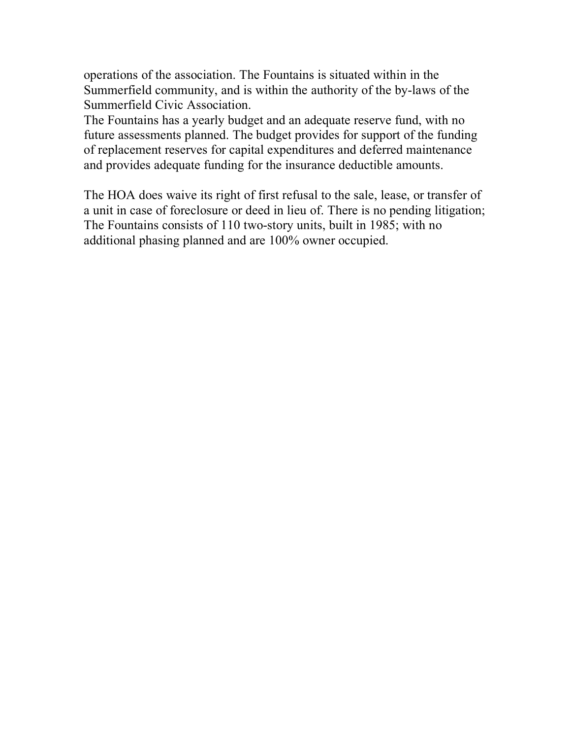operations of the association. The Fountains is situated within in the Summerfield community, and is within the authority of the by-laws of the Summerfield Civic Association.

The Fountains has a yearly budget and an adequate reserve fund, with no future assessments planned. The budget provides for support of the funding of replacement reserves for capital expenditures and deferred maintenance and provides adequate funding for the insurance deductible amounts.

The HOA does waive its right of first refusal to the sale, lease, or transfer of a unit in case of foreclosure or deed in lieu of. There is no pending litigation; The Fountains consists of 110 two-story units, built in 1985; with no additional phasing planned and are 100% owner occupied.